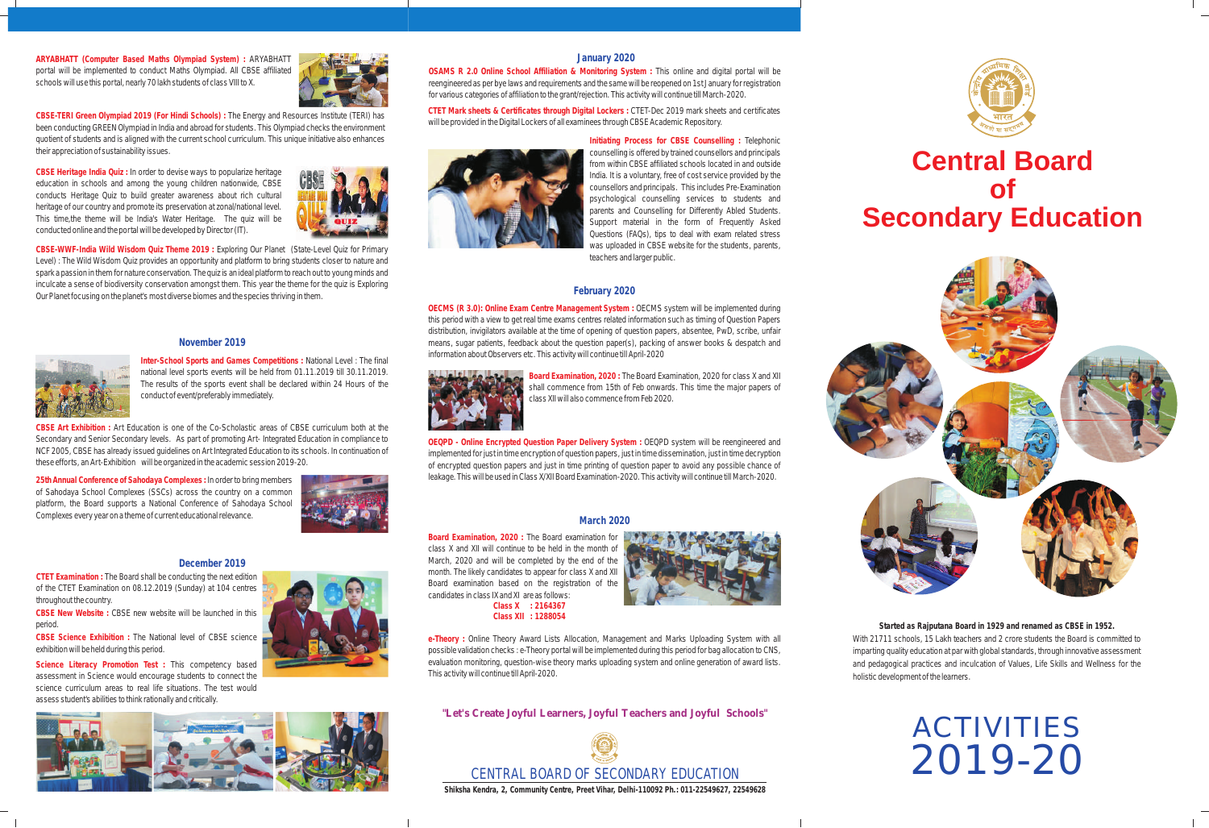**ARYABHATT (Computer Based Maths Olympiad System) :** ARYABHATT portal will be implemented to conduct Maths Olympiad. All CBSE affiliated schools will use this portal, nearly 70 lakh students of class VIII to X.

**CBSE-TERI Green Olympiad 2019 (For Hindi Schools) :** The Energy and Resources Institute (TERI) has been conducting GREEN Olympiad in India and abroad for students. This Olympiad checks the environment quotient of students and is aligned with the current school curriculum. This unique initiative also enhances their appreciation of sustainability issues.

**CBSE Heritage India Quiz :** In order to devise ways to popularize heritage education in schools and among the young children nationwide, CBSE conducts Heritage Quiz to build greater awareness about rich cultural heritage of our country and promote its preservation at zonal/national level. This time,the theme will be India's Water Heritage. The quiz will be conducted online and the portal will be developed by Director (IT).

**CBSE-WWF-India Wild Wisdom Quiz Theme 2019 :** Exploring Our Planet (State-Level Quiz for Primary Level) : The Wild Wisdom Quiz provides an opportunity and platform to bring students closer to nature and spark a passion in them for nature conservation. The quiz is an ideal platform to reach out to young minds and inculcate a sense of biodiversity conservation amongst them. This year the theme for the quiz is Exploring Our Planet focusing on the planet's most diverse biomes and the species thriving in them.

## November 2019

**Inter-School Sports and Games Competitions :** National Level : The final national level sports events will be held from 01.11.2019 till 30.11.2019. The results of the sports event shall be declared within 24 Hours of the conduct of event/preferably immediately.

**CBSE Art Exhibition :** Art Education is one of the Co-Scholastic areas of CBSE curriculum both at the Secondary and Senior Secondary levels. As part of promoting Art- Integrated Education in compliance to NCF 2005, CBSE has already issued guidelines on Art Integrated Education to its schools. In continuation of these efforts, an Art-Exhibition will be organized in the academic session 2019-20.

**25th Annual Conference of Sahodaya Complexes :** In order to bring members of Sahodaya School Complexes (SSCs) across the country on a common platform, the Board supports a National Conference of Sahodaya School Complexes every year on a theme of current educational relevance.

## December 2019

**CTET Examination :** The Board shall be conducting the next edition of the CTET Examination on 08.12.2019 (Sunday) at 104 centres throughout the country.

**CBSE New Website :** CBSE new website will be launched in this period.

**CBSE Science Exhibition :** The National level of CBSE science exhibition will be held during this period.

**Science Literacy Promotion Test :** This competency based assessment in Science would encourage students to connect the science curriculum areas to real life situations. The test would assess student's abilities to think rationally and critically.

## January 2020

**OSAMS R 2.0 Online School Affiliation & Monitoring System :** This online and digital portal will be reengineered as per bye laws and requirements and the same will be reopened on 1st January for registration for various categories of affiliation to the grant/rejection. This activity will continue till March-2020.

**CTET Mark sheets & Certificates through Digital Lockers :** CTET-Dec 2019 mark sheets and certificates will be provided in the Digital Lockers of all examinees through CBSE Academic Repository.

**Initiating Process for CBSE Counselling :** Telephonic counselling is offered by trained counsellors and principals from within CBSE affiliated schools located in and outside India. It is a voluntary, free of cost service provided by the counsellors and principals. This includes Pre-Examination psychological counselling services to students and parents and Counselling for Differently Abled Students. Support material in the form of Frequently Asked Questions (FAQs), tips to deal with exam related stress was uploaded in CBSE website for the students, parents, teachers and larger public.

## February 2020

**OECMS (R 3.0): Online Exam Centre Management System :** OECMS system will be implemented during this period with a view to get real time exams centres related information such as timing of Question Papers distribution, invigilators available at the time of opening of question papers, absentee, PwD, scribe, unfair means, sugar patients, feedback about the question paper(s), packing of answer books & despatch and information about Observers etc. This activity will continue till April-2020

**Board Examination, 2020 :** The Board Examination, 2020 for class X and XII shall commence from 15th of Feb onwards. This time the major papers of class XII will also commence from Feb 2020.

**OEQPD - Online Encrypted Question Paper Delivery System :** OEQPD system will be reengineered and implemented for just in time encryption of question papers, just in time dissemination, just in time decryption of encrypted question papers and just in time printing of question paper to avoid any possible chance of leakage. This will be used in Class X/XII Board Examination-2020. This activity will continue till March-2020.

## March 2020

**Board Examination, 2020 :** The Board examination for class X and XII will continue to be held in the month of March, 2020 and will be completed by the end of the month. The likely candidates to appear for class X and XII Board examination based on the registration of the candidates in class IX and XI are as follows:

**Class X : 2164367**
**Class XII : 1288054**

**e-Theory :** Online Theory Award Lists Allocation, Management and Marks Uploading System with all possible validation checks : e-Theory portal will be implemented during this period for bag allocation to CNS, evaluation monitoring, question-wise theory marks uploading system and online generation of award lists. This activity will continue till April-2020.

**"Let's Create Joyful Learners, Joyful Teachers and Joyful Schools"**

CENTRAL BOARD OF SECONDARY EDUCATION

**Shiksha Kendra, 2, Community Centre, Preet Vihar, Delhi-110092 Ph.: 011-22549627, 22549628**

# Central Board of Secondary Education

**Started as Rajputana Board in 1929 and renamed as CBSE in 1952.**

With 21711 schools, 15 Lakh teachers and 2 crore students the Board is committed to imparting quality education at par with global standards, through innovative assessment and pedagogical practices and inculcation of Values, Life Skills and Wellness for the holistic development of the learners.

# ACTIVITIES 2019-20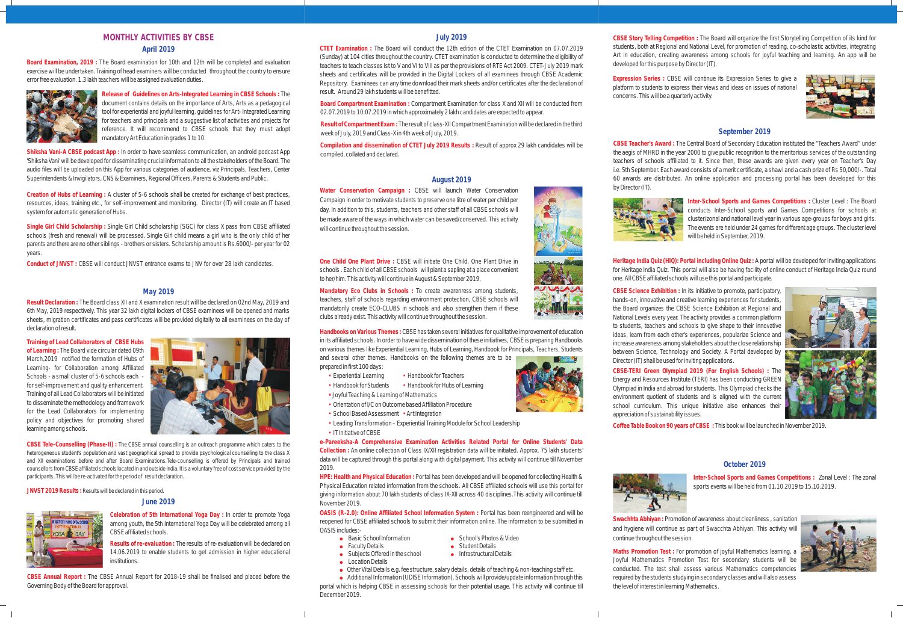# MONTHLY ACTIVITIES BY CBSE

## April 2019

**Board Examination, 2019 :** The Board examination for 10th and 12th will be completed and evaluation exercise will be undertaken. Training of head examiners will be conducted throughout the country to ensure error free evaluation. 1.3 lakh teachers will be assigned evaluation duties.

**Release of Guidelines on Arts-Integrated Learning in CBSE Schools :** The document contains details on the importance of Arts, Arts as a pedagogical tool for experiential and joyful learning, guidelines for Art- Integrated Learning for teachers and principals and a suggestive list of activities and projects for reference. It will recommend to CBSE schools that they must adopt mandatory Art Education in grades 1 to 10.

**Shiksha Vani-A CBSE podcast App :** In order to have seamless communication, an android podcast App 'Shiksha Vani' will be developed for disseminating crucial information to all the stakeholders of the Board. The audio files will be uploaded on this App for various categories of audience, viz Principals, Teachers, Center Superintendents & Invigilators, CNS & Examiners, Regional Officers, Parents & Students and Public.

**Creation of Hubs of Learning :** A cluster of 5-6 schools shall be created for exchange of best practices, resources, ideas, training etc., for self-improvement and monitoring. Director (IT) will create an IT based system for automatic generation of Hubs.

**Single Girl Child Scholarship :** Single Girl Child scholarship (SGC) for class X pass from CBSE affiliated schools (fresh and renewal) will be processed. Single Girl child means a girl who is the only child of her parents and there are no other siblings - brothers or sisters. Scholarship amount is Rs.6000/- per year for 02 years.

**Conduct of JNVST :** CBSE will conduct JNVST entrance exams to JNV for over 28 lakh candidates.

## May 2019

**Result Declaration :** The Board class XII and X examination result will be declared on 02nd May, 2019 and 6th May, 2019 respectively. This year 32 lakh digital lockers of CBSE examinees will be opened and marks sheets, migration certificates and pass certificates will be provided digitally to all examinees on the day of declaration of result.

**Training of Lead Collaborators of CBSE Hubs of Learning :** The Board vide circular dated 09th March,2019 notified the formation of Hubs of Learning- for Collaboration among Affiliated Schools - a small cluster of 5-6 schools each - for self-improvement and quality enhancement. Training of all Lead Collaborators will be initiated to disseminate the methodology and framework for the Lead Collaborators for implementing policy and objectives for promoting shared learning among schools.

**CBSE Tele-Counselling (Phase-II) :** The CBSE annual counselling is an outreach programme which caters to the heterogeneous student's population and vast geographical spread to provide psychological counselling to the class X and XII examinations before and after Board Examinations.Tele-counselling is offered by Principals and trained counsellors from CBSE affiliated schools located in and outside India. It is a voluntary free of cost service provided by the participants. This will be re-activated for the period of result declaration.

**JNVST 2019 Results :** Results will be declared in this period.

## June 2019

**Celebration of 5th International Yoga Day :** In order to promote Yoga among youth, the 5th International Yoga Day will be celebrated among all CBSE affiliated schools.

**Results of re-evaluation :** The results of re-evaluation will be declared on 14.06.2019 to enable students to get admission in higher educational institutions.

**CBSE Annual Report :** The CBSE Annual Report for 2018-19 shall be finalised and placed before the Governing Body of the Board for approval.

## July 2019

**CTET Examination :** The Board will conduct the 12th edition of the CTET Examination on 07.07.2019 (Sunday) at 104 cities throughout the country. CTET examination is conducted to determine the eligibility of teachers to teach classes Ist to V and VI to VIII as per the provisions of RTE Act 2009. CTET-July 2019 mark sheets and certificates will be provided in the Digital Lockers of all examinees through CBSE Academic Repository. Examinees can any time download their mark sheets and/or certificates after the declaration of result. Around 29 lakh students will be benefitted.

**Board Compartment Examination :** Compartment Examination for class X and XII will be conducted from 02.07.2019 to 10.07.2019 in which approximately 2 lakh candidates are expected to appear.

**Result of Compartment Exam :** The result of class-XII Compartment Examination will be declared in the third week of July, 2019 and Class-X in 4th week of July, 2019.

**Compilation and dissemination of CTET July 2019 Results :** Result of approx 29 lakh candidates will be compiled, collated and declared.

## August 2019

**Water Conservation Campaign :** CBSE will launch Water Conservation Campaign in order to motivate students to preserve one litre of water per child per day. In addition to this, students, teachers and other staff of all CBSE schools will be made aware of the ways in which water can be saved/conserved. This activity will continue throughout the session.

**One Child One Plant Drive :** CBSE will initiate One Child, One Plant Drive in schools . Each child of all CBSE schools will plant a sapling at a place convenient to her/him. This activity will continue in August & September 2019.

**Mandatory Eco Clubs in Schools :** To create awarenress among students, teachers, staff of schools regarding environment protection, CBSE schools will mandatorily create ECO-CLUBS in schools and also strengthen them if these clubs already exist. This activity will continue throughout the session.

**Handbooks on Various Themes :** CBSE has taken several initiatives for qualitative improvement of education in its affiliated schools. In order to have wide dissemination of these initiatives, CBSE is preparing Handbooks on various themes like Experiential Learning, Hubs of Learning, Handbook for Principals, Teachers, Students and several other themes. Handbooks on the following themes are to be prepared in first 100 days:

- Experiential Learning
- Handbook for Teachers
- Handbook for Students
- Handbook for Hubs of Learning
- Joyful Teaching & Learning of Mathematics
- Orientation of I/C on Outcome based Affiliation Procedure
- School Based Assessment
- Art Integration
- Leading Transformation – Experiential Training Module for School Leadership
- IT Initiative of CBSE

**e-Pareeksha-A Comprehensive Examination Activities Related Portal for Online Students' Data Collection :** An online collection of Class IX/XII registration data will be initiated. Approx. 75 lakh students' data will be captured through this portal along with digital payment. This activity will continue till November 2019.

**HPE: Health and Physical Education :** Portal has been developed and will be opened for collecting Health & Physical Education related information from the schools. All CBSE affiliated schools will use this portal for giving information about 70 lakh students of class IX-XII across 40 disciplines.This activity will continue till November 2019.

**OASIS (R-2.0): Online Affiliated School Information System :** Portal has been reengineered and will be reopened for CBSE affiliated schools to submit their information online. The information to be submitted in OASIS includes:-

- Basic School Information
- School's Photos & Video
- Faculty Details
- Student Details
- Subjects Offered in the school
- Infrastructural Details
- Location Details
- Other Vital Details e.g. fee structure, salary details, details of teaching & non-teaching staff etc.
- Additional Information (UDISE Information). Schools will provide/update information through this portal which is helping CBSE in assessing schools for their potential usage. This activity will continue till December 2019.

**CBSE Story Telling Competition :** The Board will organize the first Storytelling Competition of its kind for students, both at Regional and National Level, for promotion of reading, co-scholastic activities, integrating Art in education, creating awareness among schools for joyful teaching and learning. An app will be developed for this purpose by Director (IT).

**Expression Series :** CBSE will continue its Expression Series to give a platform to students to express their views and ideas on issues of national concerns. This will be a quarterly activity.

## September 2019

**CBSE Teacher's Award :** The Central Board of Secondary Education instituted the "Teachers Award" under the aegis of MHRD in the year 2000 to give public recognition to the meritorious services of the outstanding teachers of schools affiliated to it. Since then, these awards are given every year on Teacher's Day i.e. 5th September. Each award consists of a merit certificate, a shawl and a cash prize of Rs 50,000/-. Total 60 awards are distributed. An online application and processing portal has been developed for this by Director (IT).

**Inter-School Sports and Games Competitions :** Cluster Level : The Board conducts Inter-School sports and Games Competitions for schools at cluster/zonal and national level year in various age-groups for boys and girls. The events are held under 24 games for different age groups. The cluster level will be held in September, 2019.

**Heritage India Quiz (HIQ): Portal including Online Quiz :** A portal will be developed for inviting applications for Heritage India Quiz. This portal will also be having facility of online conduct of Heritage India Quiz round one. All CBSE affiliated schools will use this portal and participate.

**CBSE Science Exhibition :** In its initiative to promote, participatory, hands-on, innovative and creative learning experiences for students, the Board organizes the CBSE Science Exhibition at Regional and National Levels every year. The activity provides a common platform to students, teachers and schools to give shape to their innovative ideas, learn from each other's experiences, popularize Science and increase awareness among stakeholders about the close relationship between Science, Technology and Society. A Portal developed by Director (IT) shall be used for inviting applications.

**CBSE-TERI Green Olympiad 2019 (For English Schools) :** The Energy and Resources Institute (TERI) has been conducting GREEN Olympiad in India and abroad for students. This Olympiad checks the environment quotient of students and is aligned with the current school curriculum. This unique initiative also enhances their appreciation of sustainability issues.

**Coffee Table Book on 90 years of CBSE :** This book will be launched in November 2019.

## October 2019

**Inter-School Sports and Games Competitions :** Zonal Level : The zonal sports events will be held from 01.10.2019 to 15.10.2019.

**Swachhta Abhiyan :** Promotion of awareness about cleanliness , sanitation and hygiene will continue as part of Swacchta Abhiyan. This activity will continue throughout the session.

**Maths Promotion Test :** For promotion of joyful Mathematics learning, a Joyful Mathematics Promotion Test for secondary students will be conducted. The test shall assess various Mathematics competencies required by the students studying in secondary classes and will also assess the level of interest in learning Mathematics.